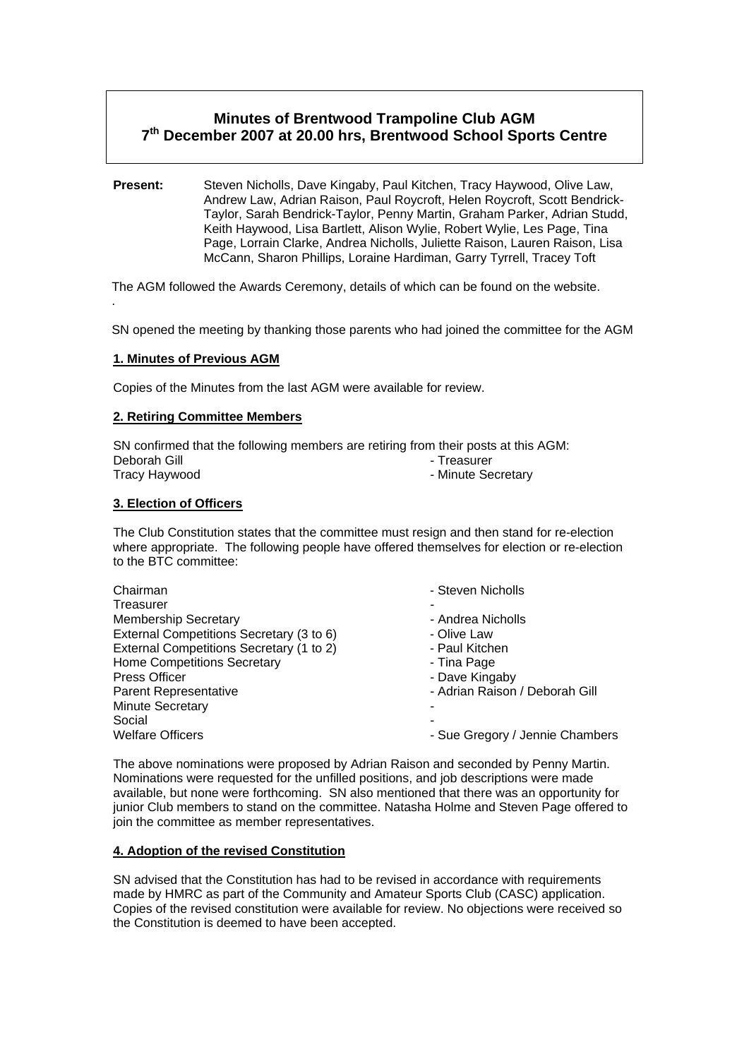# Minutes of Brentwood Trampoline Club AGM
## 7th December 2007 at 20.00 hrs, Brentwood School Sports Centre

**Present:** Steven Nicholls, Dave Kingaby, Paul Kitchen, Tracy Haywood, Olive Law, Andrew Law, Adrian Raison, Paul Roycroft, Helen Roycroft, Scott Bendrick-Taylor, Sarah Bendrick-Taylor, Penny Martin, Graham Parker, Adrian Studd, Keith Haywood, Lisa Bartlett, Alison Wylie, Robert Wylie, Les Page, Tina Page, Lorrain Clarke, Andrea Nicholls, Juliette Raison, Lauren Raison, Lisa McCann, Sharon Phillips, Loraine Hardiman, Garry Tyrrell, Tracey Toft

The AGM followed the Awards Ceremony, details of which can be found on the website.

SN opened the meeting by thanking those parents who had joined the committee for the AGM

### 1. Minutes of Previous AGM

Copies of the Minutes from the last AGM were available for review.

### 2. Retiring Committee Members

SN confirmed that the following members are retiring from their posts at this AGM:

| | |
|---|---|
| Deborah Gill | - Treasurer |
| Tracy Haywood | - Minute Secretary |

### 3. Election of Officers

The Club Constitution states that the committee must resign and then stand for re-election where appropriate. The following people have offered themselves for election or re-election to the BTC committee:

| | |
|---|---|
| Chairman | - Steven Nicholls |
| Treasurer | - |
| Membership Secretary | - Andrea Nicholls |
| External Competitions Secretary (3 to 6) | - Olive Law |
| External Competitions Secretary (1 to 2) | - Paul Kitchen |
| Home Competitions Secretary | - Tina Page |
| Press Officer | - Dave Kingaby |
| Parent Representative | - Adrian Raison / Deborah Gill |
| Minute Secretary | - |
| Social | - |
| Welfare Officers | - Sue Gregory / Jennie Chambers |

The above nominations were proposed by Adrian Raison and seconded by Penny Martin. Nominations were requested for the unfilled positions, and job descriptions were made available, but none were forthcoming. SN also mentioned that there was an opportunity for junior Club members to stand on the committee. Natasha Holme and Steven Page offered to join the committee as member representatives.

### 4. Adoption of the revised Constitution

SN advised that the Constitution has had to be revised in accordance with requirements made by HMRC as part of the Community and Amateur Sports Club (CASC) application. Copies of the revised constitution were available for review. No objections were received so the Constitution is deemed to have been accepted.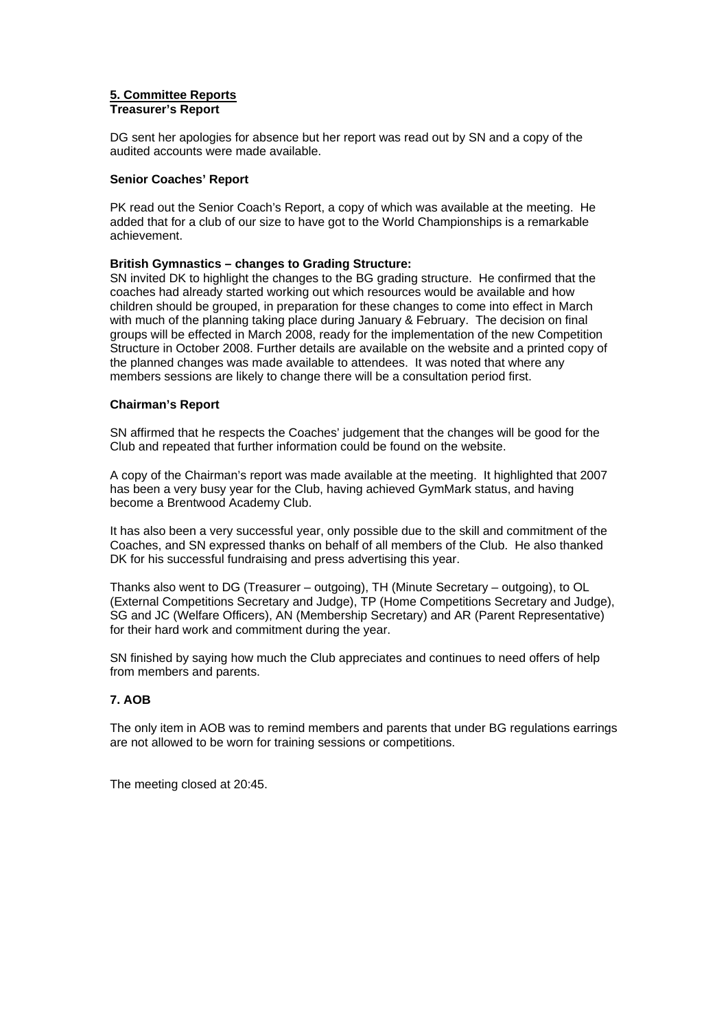## 5. Committee Reports

### Treasurer's Report

DG sent her apologies for absence but her report was read out by SN and a copy of the audited accounts were made available.

### Senior Coaches' Report

PK read out the Senior Coach's Report, a copy of which was available at the meeting. He added that for a club of our size to have got to the World Championships is a remarkable achievement.

### British Gymnastics – changes to Grading Structure:

SN invited DK to highlight the changes to the BG grading structure. He confirmed that the coaches had already started working out which resources would be available and how children should be grouped, in preparation for these changes to come into effect in March with much of the planning taking place during January & February. The decision on final groups will be effected in March 2008, ready for the implementation of the new Competition Structure in October 2008. Further details are available on the website and a printed copy of the planned changes was made available to attendees. It was noted that where any members sessions are likely to change there will be a consultation period first.

### Chairman's Report

SN affirmed that he respects the Coaches' judgement that the changes will be good for the Club and repeated that further information could be found on the website.

A copy of the Chairman's report was made available at the meeting. It highlighted that 2007 has been a very busy year for the Club, having achieved GymMark status, and having become a Brentwood Academy Club.

It has also been a very successful year, only possible due to the skill and commitment of the Coaches, and SN expressed thanks on behalf of all members of the Club. He also thanked DK for his successful fundraising and press advertising this year.

Thanks also went to DG (Treasurer – outgoing), TH (Minute Secretary – outgoing), to OL (External Competitions Secretary and Judge), TP (Home Competitions Secretary and Judge), SG and JC (Welfare Officers), AN (Membership Secretary) and AR (Parent Representative) for their hard work and commitment during the year.

SN finished by saying how much the Club appreciates and continues to need offers of help from members and parents.

## 7. AOB

The only item in AOB was to remind members and parents that under BG regulations earrings are not allowed to be worn for training sessions or competitions.

The meeting closed at 20:45.